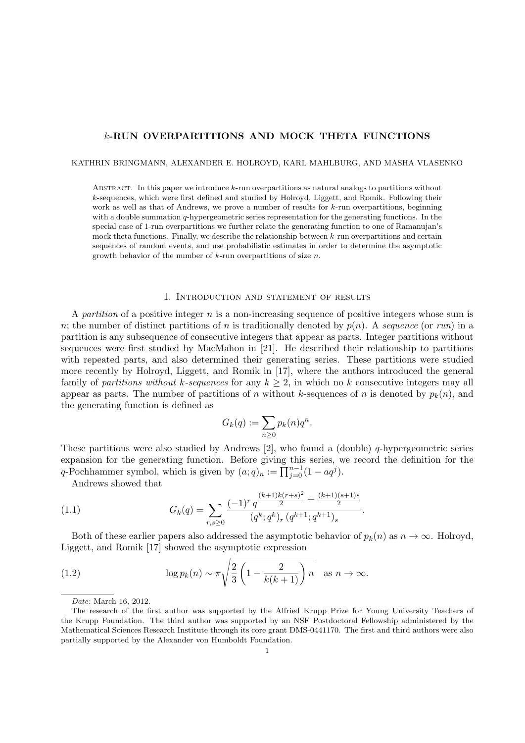# $k$-RUN OVERPARTITIONS AND MOCK THETA FUNCTIONS

KATHRIN BRINGMANN, ALEXANDER E. HOLROYD, KARL MAHLBURG, AND MASHA VLASENKO

Abstract. In this paper we introduce $k$-run overpartitions as natural analogs to partitions without $k$-sequences, which were first defined and studied by Holroyd, Liggett, and Romik. Following their work as well as that of Andrews, we prove a number of results for $k$-run overpartitions, beginning with a double summation $q$-hypergeometric series representation for the generating functions. In the special case of 1-run overpartitions we further relate the generating function to one of Ramanujan's mock theta functions. Finally, we describe the relationship between $k$-run overpartitions and certain sequences of random events, and use probabilistic estimates in order to determine the asymptotic growth behavior of the number of $k$-run overpartitions of size $n$.

## 1. Introduction and statement of results

A *partition* of a positive integer $n$ is a non-increasing sequence of positive integers whose sum is $n$; the number of distinct partitions of $n$ is traditionally denoted by $p(n)$. A *sequence* (or *run*) in a partition is any subsequence of consecutive integers that appear as parts. Integer partitions without sequences were first studied by MacMahon in [21]. He described their relationship to partitions with repeated parts, and also determined their generating series. These partitions were studied more recently by Holroyd, Liggett, and Romik in [17], where the authors introduced the general family of *partitions without $k$-sequences* for any $k \geq 2$, in which no $k$ consecutive integers may all appear as parts. The number of partitions of $n$ without $k$-sequences of $n$ is denoted by $p_k(n)$, and the generating function is defined as

$$G_k(q) := \sum_{n \geq 0} p_k(n) q^n.$$

These partitions were also studied by Andrews [2], who found a (double) $q$-hypergeometric series expansion for the generating function. Before giving this series, we record the definition for the $q$-Pochhammer symbol, which is given by $(a;q)_n := \prod_{j=0}^{n-1}(1 - aq^j)$.

Andrews showed that

$$G_k(q) = \sum_{r,s \geq 0} \frac{(-1)^r \, q^{\frac{(k+1)k(r+s)^2}{2} + \frac{(k+1)(s+1)s}{2}}}{(q^k;q^k)_r \, (q^{k+1};q^{k+1})_s}. \tag{1.1}$$

Both of these earlier papers also addressed the asymptotic behavior of $p_k(n)$ as $n \to \infty$. Holroyd, Liggett, and Romik [17] showed the asymptotic expression

$$\log p_k(n) \sim \pi \sqrt{\frac{2}{3}\left(1 - \frac{2}{k(k+1)}\right) n} \quad \text{as } n \to \infty. \tag{1.2}$$

---

*Date*: March 16, 2012.

The research of the first author was supported by the Alfried Krupp Prize for Young University Teachers of the Krupp Foundation. The third author was supported by an NSF Postdoctoral Fellowship administered by the Mathematical Sciences Research Institute through its core grant DMS-0441170. The first and third authors were also partially supported by the Alexander von Humboldt Foundation.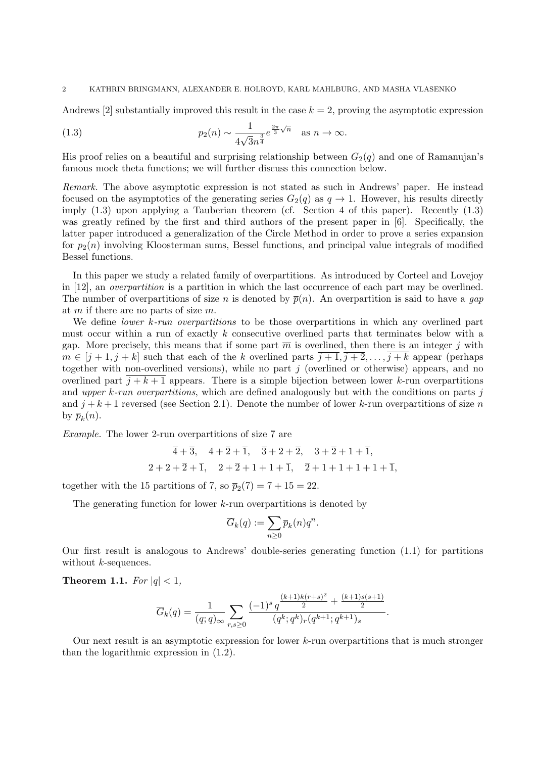Andrews [2] substantially improved this result in the case $k = 2$, proving the asymptotic expression

$$p_2(n) \sim \frac{1}{4\sqrt{3}n^{\frac{3}{4}}} e^{\frac{2\pi}{3}\sqrt{n}} \quad \text{as } n \to \infty. \tag{1.3}$$

His proof relies on a beautiful and surprising relationship between $G_2(q)$ and one of Ramanujan's famous mock theta functions; we will further discuss this connection below.

*Remark.* The above asymptotic expression is not stated as such in Andrews' paper. He instead focused on the asymptotics of the generating series $G_2(q)$ as $q \to 1$. However, his results directly imply (1.3) upon applying a Tauberian theorem (cf. Section 4 of this paper). Recently (1.3) was greatly refined by the first and third authors of the present paper in [6]. Specifically, the latter paper introduced a generalization of the Circle Method in order to prove a series expansion for $p_2(n)$ involving Kloosterman sums, Bessel functions, and principal value integrals of modified Bessel functions.

In this paper we study a related family of overpartitions. As introduced by Corteel and Lovejoy in [12], an *overpartition* is a partition in which the last occurrence of each part may be overlined. The number of overpartitions of size $n$ is denoted by $\overline{p}(n)$. An overpartition is said to have a *gap* at $m$ if there are no parts of size $m$.

We define *lower k-run overpartitions* to be those overpartitions in which any overlined part must occur within a run of exactly $k$ consecutive overlined parts that terminates below with a gap. More precisely, this means that if some part $\overline{m}$ is overlined, then there is an integer $j$ with $m \in [j+1, j+k]$ such that each of the $k$ overlined parts $\overline{j+1}, \overline{j+2}, \ldots, \overline{j+k}$ appear (perhaps together with non-overlined versions), while no part $j$ (overlined or otherwise) appears, and no overlined part $\overline{j+k+1}$ appears. There is a simple bijection between lower $k$-run overpartitions and *upper k-run overpartitions*, which are defined analogously but with the conditions on parts $j$ and $j+k+1$ reversed (see Section 2.1). Denote the number of lower $k$-run overpartitions of size $n$ by $\overline{p}_k(n)$.

*Example.* The lower 2-run overpartitions of size 7 are

$$\overline{4} + \overline{3}, \quad 4 + \overline{2} + \overline{1}, \quad \overline{3} + 2 + \overline{2}, \quad 3 + \overline{2} + 1 + \overline{1},$$
$$2 + 2 + \overline{2} + \overline{1}, \quad 2 + \overline{2} + 1 + 1 + \overline{1}, \quad \overline{2} + 1 + 1 + 1 + 1 + \overline{1},$$

together with the 15 partitions of 7, so $\overline{p}_2(7) = 7 + 15 = 22$.

The generating function for lower $k$-run overpartitions is denoted by

$$\overline{G}_k(q) := \sum_{n \geq 0} \overline{p}_k(n) q^n.$$

Our first result is analogous to Andrews' double-series generating function (1.1) for partitions without $k$-sequences.

**Theorem 1.1.** *For $|q| < 1$,*

$$\overline{G}_k(q) = \frac{1}{(q;q)_\infty} \sum_{r,s \geq 0} \frac{(-1)^s \, q^{\frac{(k+1)k(r+s)^2}{2} + \frac{(k+1)s(s+1)}{2}}}{(q^k;q^k)_r (q^{k+1};q^{k+1})_s}.$$

Our next result is an asymptotic expression for lower $k$-run overpartitions that is much stronger than the logarithmic expression in (1.2).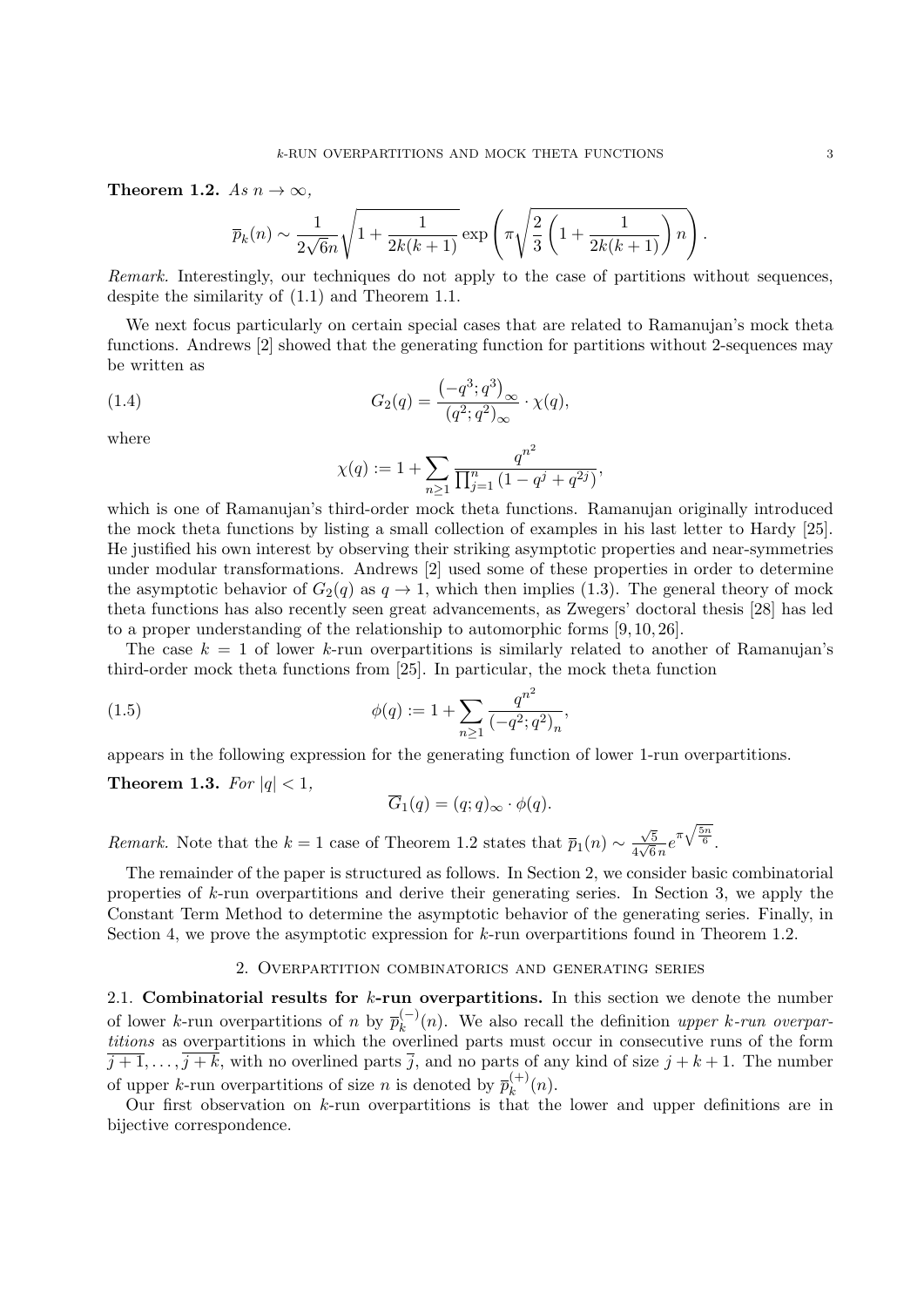**Theorem 1.2.** *As $n \to \infty$,*

$$\overline{p}_k(n) \sim \frac{1}{2\sqrt{6}n}\sqrt{1+\frac{1}{2k(k+1)}}\exp\left(\pi\sqrt{\frac{2}{3}\left(1+\frac{1}{2k(k+1)}\right)n}\right).$$

*Remark.* Interestingly, our techniques do not apply to the case of partitions without sequences, despite the similarity of (1.1) and Theorem 1.1.

We next focus particularly on certain special cases that are related to Ramanujan's mock theta functions. Andrews [2] showed that the generating function for partitions without 2-sequences may be written as

$$G_2(q) = \frac{\left(-q^3;q^3\right)_\infty}{\left(q^2;q^2\right)_\infty} \cdot \chi(q), \tag{1.4}$$

where

$$\chi(q) := 1 + \sum_{n\geq 1} \frac{q^{n^2}}{\prod_{j=1}^{n}\left(1-q^j+q^{2j}\right)},$$

which is one of Ramanujan's third-order mock theta functions. Ramanujan originally introduced the mock theta functions by listing a small collection of examples in his last letter to Hardy [25]. He justified his own interest by observing their striking asymptotic properties and near-symmetries under modular transformations. Andrews [2] used some of these properties in order to determine the asymptotic behavior of $G_2(q)$ as $q \to 1$, which then implies (1.3). The general theory of mock theta functions has also recently seen great advancements, as Zwegers' doctoral thesis [28] has led to a proper understanding of the relationship to automorphic forms [9, 10, 26].

The case $k = 1$ of lower $k$-run overpartitions is similarly related to another of Ramanujan's third-order mock theta functions from [25]. In particular, the mock theta function

$$\phi(q) := 1 + \sum_{n\geq 1} \frac{q^{n^2}}{\left(-q^2;q^2\right)_n}, \tag{1.5}$$

appears in the following expression for the generating function of lower 1-run overpartitions.

**Theorem 1.3.** *For $|q| < 1$,*

$$\overline{G}_1(q) = (q;q)_\infty \cdot \phi(q).$$

*Remark.* Note that the $k = 1$ case of Theorem 1.2 states that $\overline{p}_1(n) \sim \frac{\sqrt{5}}{4\sqrt{6}\,n}e^{\pi\sqrt{\frac{5n}{6}}}$.

The remainder of the paper is structured as follows. In Section 2, we consider basic combinatorial properties of $k$-run overpartitions and derive their generating series. In Section 3, we apply the Constant Term Method to determine the asymptotic behavior of the generating series. Finally, in Section 4, we prove the asymptotic expression for $k$-run overpartitions found in Theorem 1.2.

## 2. Overpartition combinatorics and generating series

**2.1. Combinatorial results for $k$-run overpartitions.** In this section we denote the number of lower $k$-run overpartitions of $n$ by $\overline{p}_k^{(-)}(n)$. We also recall the definition *upper $k$-run overpartitions* as overpartitions in which the overlined parts must occur in consecutive runs of the form $\overline{j+1}, \ldots, \overline{j+k}$, with no overlined parts $\overline{j}$, and no parts of any kind of size $j+k+1$. The number of upper $k$-run overpartitions of size $n$ is denoted by $\overline{p}_k^{(+)}(n)$.

Our first observation on $k$-run overpartitions is that the lower and upper definitions are in bijective correspondence.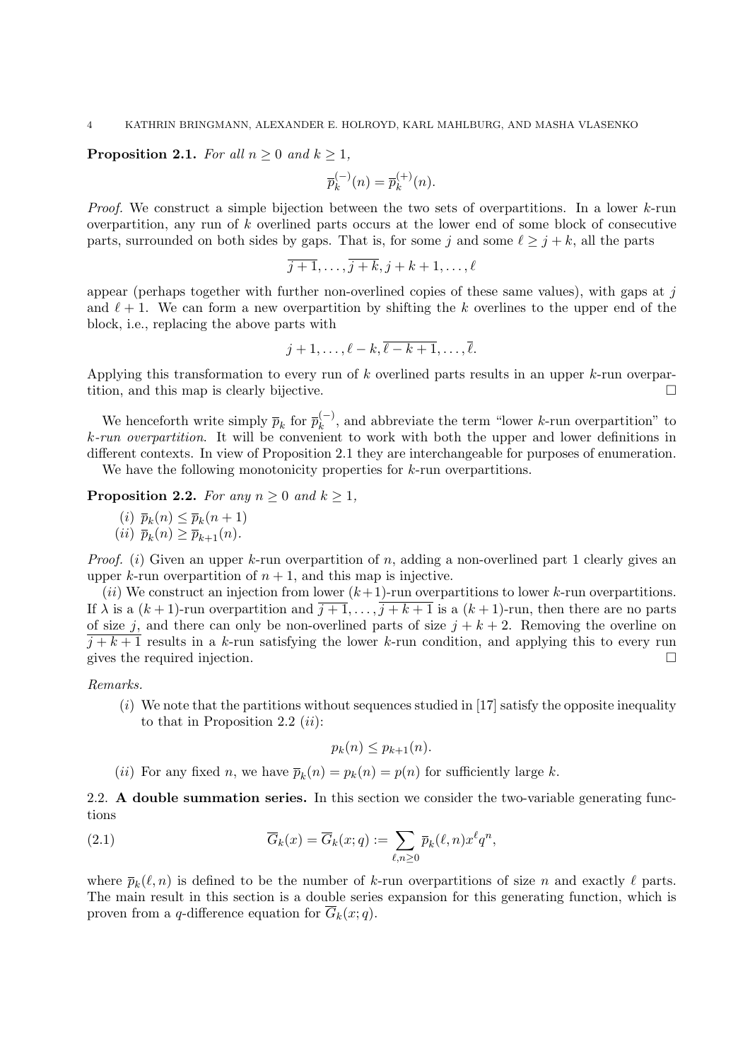**Proposition 2.1.** *For all $n \geq 0$ and $k \geq 1$,*

$$\overline{p}_k^{(-)}(n) = \overline{p}_k^{(+)}(n).$$

*Proof.* We construct a simple bijection between the two sets of overpartitions. In a lower $k$-run overpartition, any run of $k$ overlined parts occurs at the lower end of some block of consecutive parts, surrounded on both sides by gaps. That is, for some $j$ and some $\ell \geq j + k$, all the parts

$$\overline{j+1}, \ldots, \overline{j+k}, j+k+1, \ldots, \ell$$

appear (perhaps together with further non-overlined copies of these same values), with gaps at $j$ and $\ell + 1$. We can form a new overpartition by shifting the $k$ overlines to the upper end of the block, i.e., replacing the above parts with

$$j+1, \ldots, \ell - k, \overline{\ell - k + 1}, \ldots, \overline{\ell}.$$

Applying this transformation to every run of $k$ overlined parts results in an upper $k$-run overpartition, and this map is clearly bijective. $\square$

We henceforth write simply $\overline{p}_k$ for $\overline{p}_k^{(-)}$, and abbreviate the term "lower $k$-run overpartition" to *$k$-run overpartition*. It will be convenient to work with both the upper and lower definitions in different contexts. In view of Proposition 2.1 they are interchangeable for purposes of enumeration.

We have the following monotonicity properties for $k$-run overpartitions.

**Proposition 2.2.** *For any $n \geq 0$ and $k \geq 1$,*

(*i*) $\overline{p}_k(n) \leq \overline{p}_k(n+1)$

(*ii*) $\overline{p}_k(n) \geq \overline{p}_{k+1}(n)$.

*Proof.* (*i*) Given an upper $k$-run overpartition of $n$, adding a non-overlined part 1 clearly gives an upper $k$-run overpartition of $n + 1$, and this map is injective.

(*ii*) We construct an injection from lower $(k+1)$-run overpartitions to lower $k$-run overpartitions. If $\lambda$ is a $(k+1)$-run overpartition and $\overline{j+1}, \ldots, \overline{j+k+1}$ is a $(k+1)$-run, then there are no parts of size $j$, and there can only be non-overlined parts of size $j + k + 2$. Removing the overline on $\overline{j+k+1}$ results in a $k$-run satisfying the lower $k$-run condition, and applying this to every run gives the required injection. $\square$

*Remarks.*

(*i*) We note that the partitions without sequences studied in [17] satisfy the opposite inequality to that in Proposition 2.2 (*ii*):

$$p_k(n) \leq p_{k+1}(n).$$

(*ii*) For any fixed $n$, we have $\overline{p}_k(n) = p_k(n) = p(n)$ for sufficiently large $k$.

## 2.2. A double summation series.

In this section we consider the two-variable generating functions

$$\overline{G}_k(x) = \overline{G}_k(x; q) := \sum_{\ell, n \geq 0} \overline{p}_k(\ell, n) x^\ell q^n, \tag{2.1}$$

where $\overline{p}_k(\ell, n)$ is defined to be the number of $k$-run overpartitions of size $n$ and exactly $\ell$ parts. The main result in this section is a double series expansion for this generating function, which is proven from a $q$-difference equation for $\overline{G}_k(x; q)$.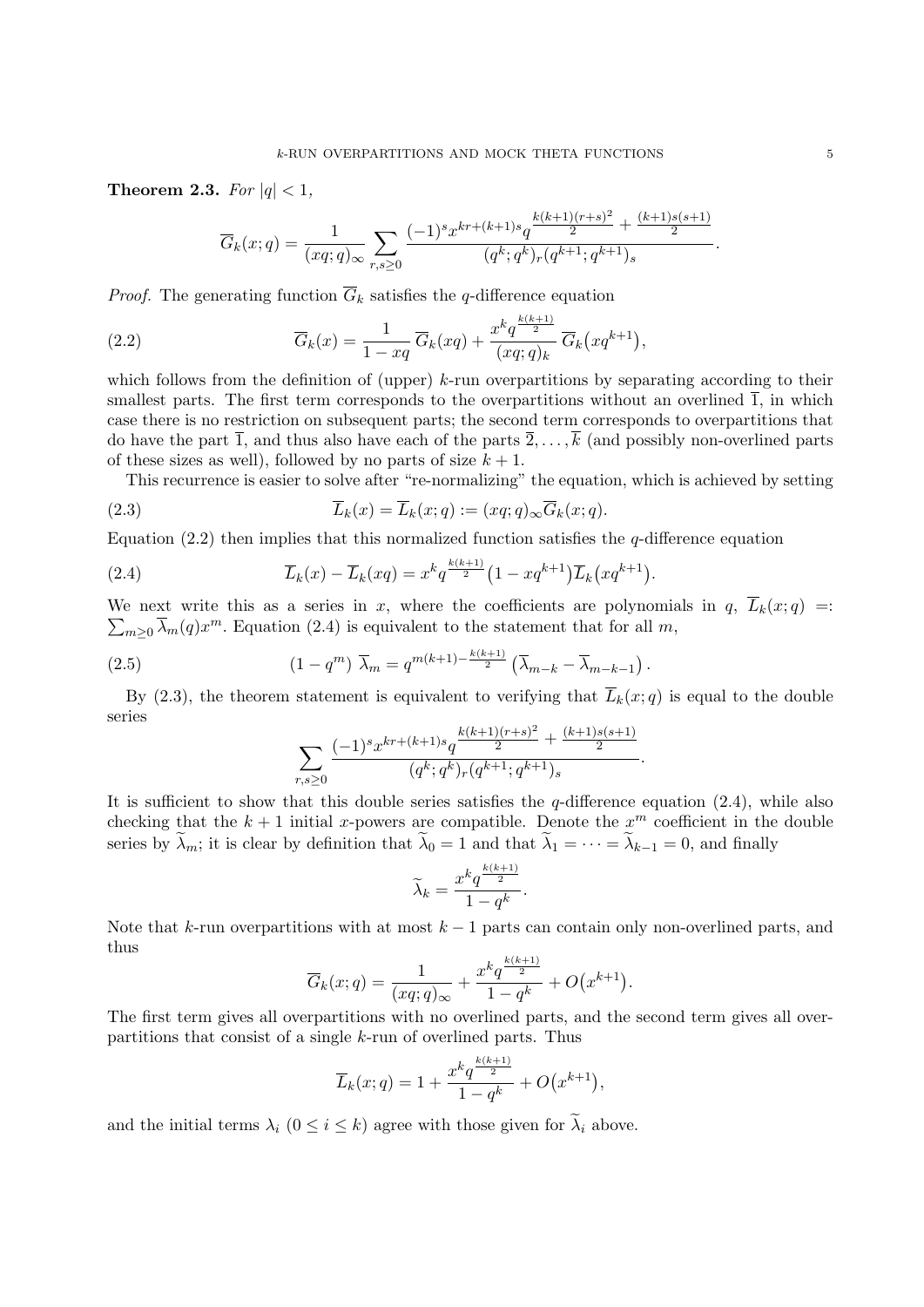**Theorem 2.3.** *For $|q| < 1$,*

$$\overline{G}_k(x;q) = \frac{1}{(xq;q)_\infty} \sum_{r,s\geq 0} \frac{(-1)^s x^{kr+(k+1)s} q^{\frac{k(k+1)(r+s)^2}{2} + \frac{(k+1)s(s+1)}{2}}}{(q^k;q^k)_r (q^{k+1};q^{k+1})_s}.$$

*Proof.* The generating function $\overline{G}_k$ satisfies the $q$-difference equation

$$\overline{G}_k(x) = \frac{1}{1-xq}\,\overline{G}_k(xq) + \frac{x^k q^{\frac{k(k+1)}{2}}}{(xq;q)_k}\,\overline{G}_k\big(xq^{k+1}\big), \tag{2.2}$$

which follows from the definition of (upper) $k$-run overpartitions by separating according to their smallest parts. The first term corresponds to the overpartitions without an overlined $\overline{1}$, in which case there is no restriction on subsequent parts; the second term corresponds to overpartitions that do have the part $\overline{1}$, and thus also have each of the parts $\overline{2}, \ldots, \overline{k}$ (and possibly non-overlined parts of these sizes as well), followed by no parts of size $k+1$.

This recurrence is easier to solve after "re-normalizing" the equation, which is achieved by setting

$$\overline{L}_k(x) = \overline{L}_k(x;q) := (xq;q)_\infty \overline{G}_k(x;q). \tag{2.3}$$

Equation (2.2) then implies that this normalized function satisfies the $q$-difference equation

$$\overline{L}_k(x) - \overline{L}_k(xq) = x^k q^{\frac{k(k+1)}{2}}\big(1-xq^{k+1}\big)\overline{L}_k\big(xq^{k+1}\big). \tag{2.4}$$

We next write this as a series in $x$, where the coefficients are polynomials in $q$, $\overline{L}_k(x;q) =: \sum_{m\geq 0} \overline{\lambda}_m(q) x^m$. Equation (2.4) is equivalent to the statement that for all $m$,

$$(1-q^m)\;\overline{\lambda}_m = q^{m(k+1)-\frac{k(k+1)}{2}}\left(\overline{\lambda}_{m-k} - \overline{\lambda}_{m-k-1}\right). \tag{2.5}$$

By (2.3), the theorem statement is equivalent to verifying that $\overline{L}_k(x;q)$ is equal to the double series

$$\sum_{r,s\geq 0} \frac{(-1)^s x^{kr+(k+1)s} q^{\frac{k(k+1)(r+s)^2}{2} + \frac{(k+1)s(s+1)}{2}}}{(q^k;q^k)_r (q^{k+1};q^{k+1})_s}.$$

It is sufficient to show that this double series satisfies the $q$-difference equation (2.4), while also checking that the $k+1$ initial $x$-powers are compatible. Denote the $x^m$ coefficient in the double series by $\widetilde{\lambda}_m$; it is clear by definition that $\widetilde{\lambda}_0 = 1$ and that $\widetilde{\lambda}_1 = \cdots = \widetilde{\lambda}_{k-1} = 0$, and finally

$$\widetilde{\lambda}_k = \frac{x^k q^{\frac{k(k+1)}{2}}}{1-q^k}.$$

Note that $k$-run overpartitions with at most $k-1$ parts can contain only non-overlined parts, and thus

$$\overline{G}_k(x;q) = \frac{1}{(xq;q)_\infty} + \frac{x^k q^{\frac{k(k+1)}{2}}}{1-q^k} + O\big(x^{k+1}\big).$$

The first term gives all overpartitions with no overlined parts, and the second term gives all overpartitions that consist of a single $k$-run of overlined parts. Thus

$$\overline{L}_k(x;q) = 1 + \frac{x^k q^{\frac{k(k+1)}{2}}}{1-q^k} + O\big(x^{k+1}\big),$$

and the initial terms $\lambda_i$ $(0 \leq i \leq k)$ agree with those given for $\widetilde{\lambda}_i$ above.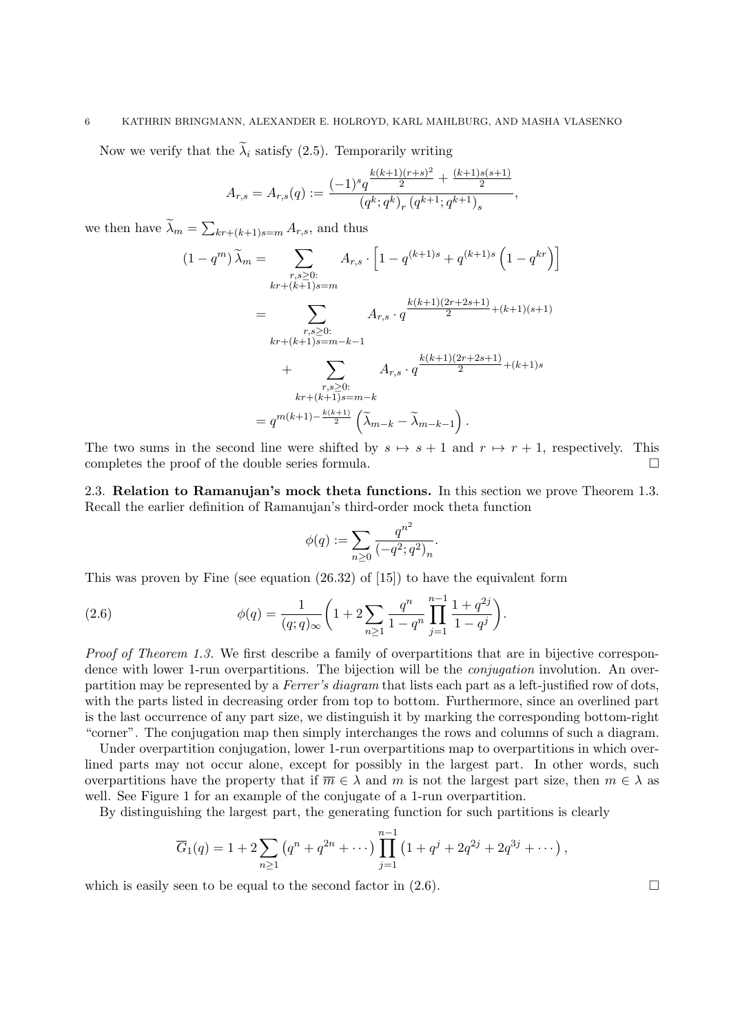Now we verify that the $\widetilde{\lambda}_i$ satisfy (2.5). Temporarily writing

$$A_{r,s} = A_{r,s}(q) := \frac{(-1)^s q^{\frac{k(k+1)(r+s)^2}{2} + \frac{(k+1)s(s+1)}{2}}}{\left(q^k;q^k\right)_r \left(q^{k+1};q^{k+1}\right)_s},$$

we then have $\widetilde{\lambda}_m = \sum_{kr+(k+1)s=m} A_{r,s}$, and thus

$$\begin{aligned}
\left(1-q^m\right)\widetilde{\lambda}_m &= \sum_{\substack{r,s\geq 0:\\ kr+(k+1)s=m}} A_{r,s}\cdot\left[1-q^{(k+1)s}+q^{(k+1)s}\left(1-q^{kr}\right)\right] \\
&= \sum_{\substack{r,s\geq 0:\\ kr+(k+1)s=m-k-1}} A_{r,s}\cdot q^{\frac{k(k+1)(2r+2s+1)}{2}+(k+1)(s+1)} \\
&\qquad + \sum_{\substack{r,s\geq 0:\\ kr+(k+1)s=m-k}} A_{r,s}\cdot q^{\frac{k(k+1)(2r+2s+1)}{2}+(k+1)s} \\
&= q^{m(k+1)-\frac{k(k+1)}{2}}\left(\widetilde{\lambda}_{m-k}-\widetilde{\lambda}_{m-k-1}\right).
\end{aligned}$$

The two sums in the second line were shifted by $s \mapsto s+1$ and $r \mapsto r+1$, respectively. This completes the proof of the double series formula. $\square$

**2.3. Relation to Ramanujan's mock theta functions.** In this section we prove Theorem 1.3. Recall the earlier definition of Ramanujan's third-order mock theta function

$$\phi(q) := \sum_{n\geq 0} \frac{q^{n^2}}{\left(-q^2;q^2\right)_n}.$$

This was proven by Fine (see equation (26.32) of [15]) to have the equivalent form

$$\phi(q) = \frac{1}{(q;q)_\infty}\left(1+2\sum_{n\geq 1}\frac{q^n}{1-q^n}\prod_{j=1}^{n-1}\frac{1+q^{2j}}{1-q^j}\right). \tag{2.6}$$

*Proof of Theorem 1.3.* We first describe a family of overpartitions that are in bijective correspondence with lower 1-run overpartitions. The bijection will be the *conjugation* involution. An overpartition may be represented by a *Ferrer's diagram* that lists each part as a left-justified row of dots, with the parts listed in decreasing order from top to bottom. Furthermore, since an overlined part is the last occurrence of any part size, we distinguish it by marking the corresponding bottom-right "corner". The conjugation map then simply interchanges the rows and columns of such a diagram.

Under overpartition conjugation, lower 1-run overpartitions map to overpartitions in which overlined parts may not occur alone, except for possibly in the largest part. In other words, such overpartitions have the property that if $\overline{m} \in \lambda$ and $m$ is not the largest part size, then $m \in \lambda$ as well. See Figure 1 for an example of the conjugate of a 1-run overpartition.

By distinguishing the largest part, the generating function for such partitions is clearly

$$\overline{G}_1(q) = 1 + 2\sum_{n\geq 1}\left(q^n+q^{2n}+\cdots\right)\prod_{j=1}^{n-1}\left(1+q^j+2q^{2j}+2q^{3j}+\cdots\right),$$

which is easily seen to be equal to the second factor in (2.6). $\square$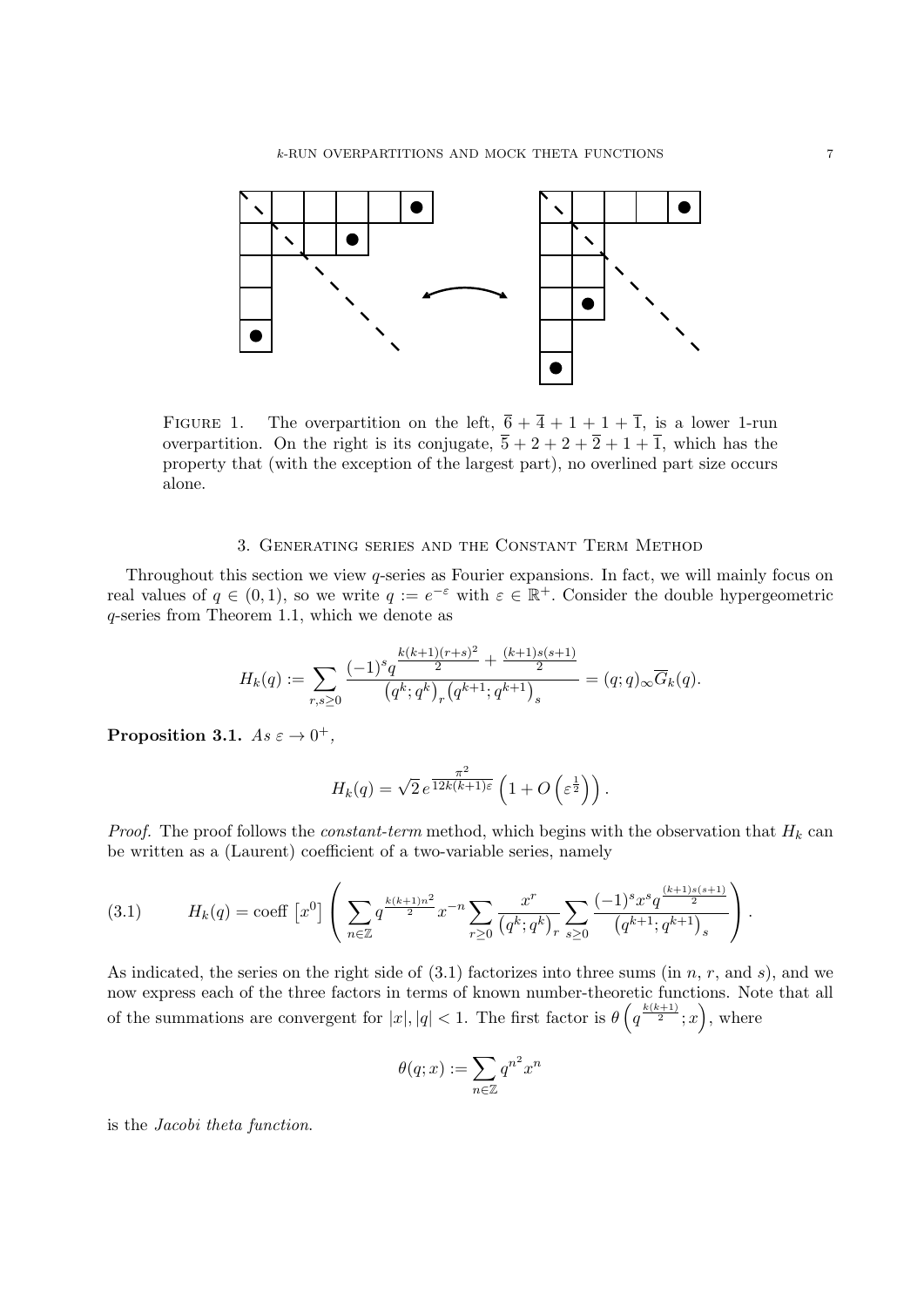FIGURE 1. The overpartition on the left, $\overline{6} + \overline{4} + 1 + 1 + \overline{1}$, is a lower 1-run overpartition. On the right is its conjugate, $\overline{5} + 2 + 2 + \overline{2} + 1 + \overline{1}$, which has the property that (with the exception of the largest part), no overlined part size occurs alone.

## 3. Generating series and the Constant Term Method

Throughout this section we view $q$-series as Fourier expansions. In fact, we will mainly focus on real values of $q \in (0, 1)$, so we write $q := e^{-\varepsilon}$ with $\varepsilon \in \mathbb{R}^+$. Consider the double hypergeometric $q$-series from Theorem 1.1, which we denote as

$$H_k(q) := \sum_{r,s \geq 0} \frac{(-1)^s q^{\frac{k(k+1)(r+s)^2}{2} + \frac{(k+1)s(s+1)}{2}}}{\left(q^k; q^k\right)_r \left(q^{k+1}; q^{k+1}\right)_s} = (q;q)_\infty \overline{G}_k(q).$$

**Proposition 3.1.** *As $\varepsilon \to 0^+$,*

$$H_k(q) = \sqrt{2}\, e^{\frac{\pi^2}{12k(k+1)\varepsilon}} \left(1 + O\left(\varepsilon^{\frac{1}{2}}\right)\right).$$

*Proof.* The proof follows the *constant-term* method, which begins with the observation that $H_k$ can be written as a (Laurent) coefficient of a two-variable series, namely

$$H_k(q) = \operatorname{coeff}\left[x^0\right] \left( \sum_{n \in \mathbb{Z}} q^{\frac{k(k+1)n^2}{2}} x^{-n} \sum_{r \geq 0} \frac{x^r}{\left(q^k; q^k\right)_r} \sum_{s \geq 0} \frac{(-1)^s x^s q^{\frac{(k+1)s(s+1)}{2}}}{\left(q^{k+1}; q^{k+1}\right)_s} \right). \tag{3.1}$$

As indicated, the series on the right side of (3.1) factorizes into three sums (in $n$, $r$, and $s$), and we now express each of the three factors in terms of known number-theoretic functions. Note that all of the summations are convergent for $|x|, |q| < 1$. The first factor is $\theta\left(q^{\frac{k(k+1)}{2}}; x\right)$, where

$$\theta(q; x) := \sum_{n \in \mathbb{Z}} q^{n^2} x^n$$

is the *Jacobi theta function*.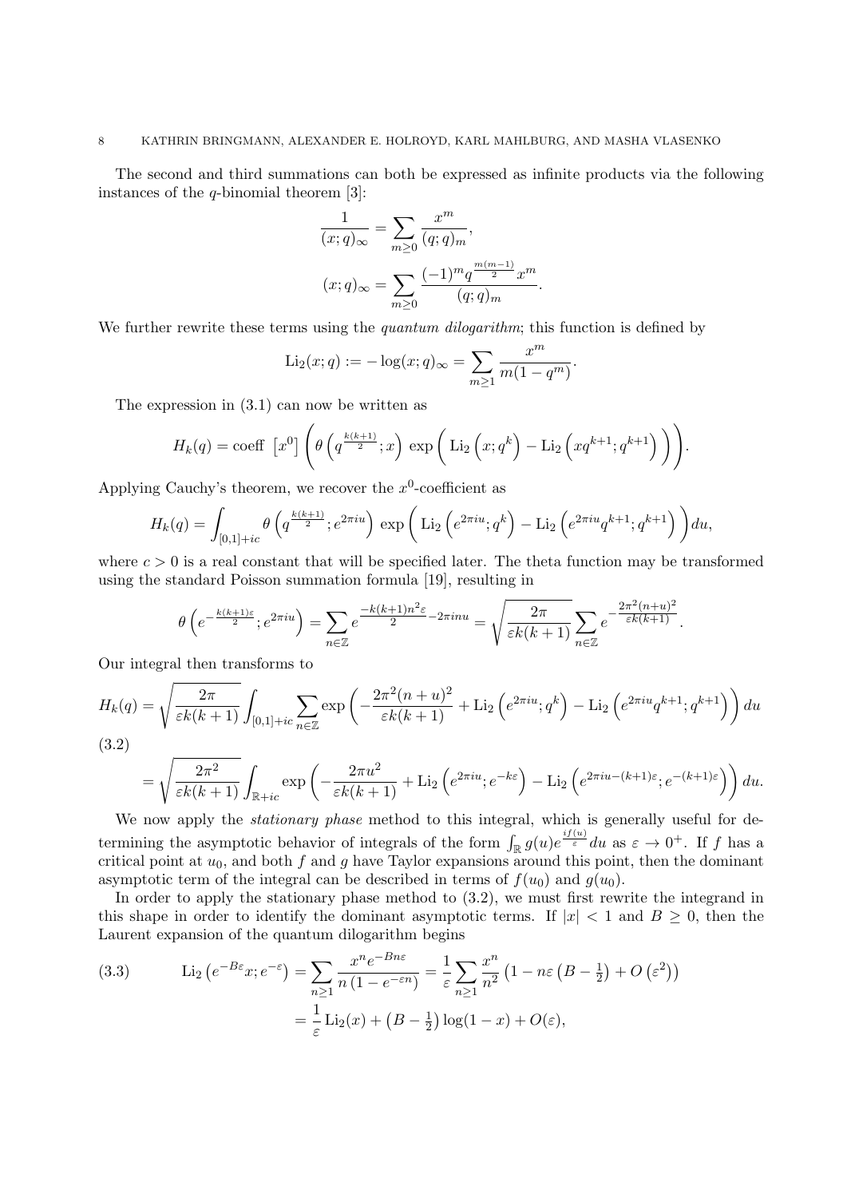The second and third summations can both be expressed as infinite products via the following instances of the $q$-binomial theorem [3]:

$$\frac{1}{(x;q)_\infty} = \sum_{m\geq 0} \frac{x^m}{(q;q)_m},$$

$$(x;q)_\infty = \sum_{m\geq 0} \frac{(-1)^m q^{\frac{m(m-1)}{2}} x^m}{(q;q)_m}.$$

We further rewrite these terms using the *quantum dilogarithm*; this function is defined by

$$\mathrm{Li}_2(x;q) := -\log(x;q)_\infty = \sum_{m\geq 1} \frac{x^m}{m(1-q^m)}.$$

The expression in (3.1) can now be written as

$$H_k(q) = \mathrm{coeff}\ \left[x^0\right] \left( \theta\left(q^{\frac{k(k+1)}{2}};x\right) \exp\left( \mathrm{Li}_2\left(x;q^k\right) - \mathrm{Li}_2\left(xq^{k+1};q^{k+1}\right) \right) \right).$$

Applying Cauchy's theorem, we recover the $x^0$-coefficient as

$$H_k(q) = \int_{[0,1]+ic} \theta\left(q^{\frac{k(k+1)}{2}};e^{2\pi i u}\right) \exp\left( \mathrm{Li}_2\left(e^{2\pi i u};q^k\right) - \mathrm{Li}_2\left(e^{2\pi i u}q^{k+1};q^{k+1}\right) \right) du,$$

where $c > 0$ is a real constant that will be specified later. The theta function may be transformed using the standard Poisson summation formula [19], resulting in

$$\theta\left(e^{-\frac{k(k+1)\varepsilon}{2}};e^{2\pi i u}\right) = \sum_{n\in\mathbb{Z}} e^{\frac{-k(k+1)n^2\varepsilon}{2} - 2\pi i n u} = \sqrt{\frac{2\pi}{\varepsilon k(k+1)}} \sum_{n\in\mathbb{Z}} e^{-\frac{2\pi^2(n+u)^2}{\varepsilon k(k+1)}}.$$

Our integral then transforms to

$$\begin{aligned} H_k(q) &= \sqrt{\frac{2\pi}{\varepsilon k(k+1)}} \int_{[0,1]+ic} \sum_{n\in\mathbb{Z}} \exp\left( -\frac{2\pi^2(n+u)^2}{\varepsilon k(k+1)} + \mathrm{Li}_2\left(e^{2\pi i u};q^k\right) - \mathrm{Li}_2\left(e^{2\pi i u}q^{k+1};q^{k+1}\right) \right) du \\ &= \sqrt{\frac{2\pi^2}{\varepsilon k(k+1)}} \int_{\mathbb{R}+ic} \exp\left( -\frac{2\pi u^2}{\varepsilon k(k+1)} + \mathrm{Li}_2\left(e^{2\pi i u};e^{-k\varepsilon}\right) - \mathrm{Li}_2\left(e^{2\pi i u-(k+1)\varepsilon};e^{-(k+1)\varepsilon}\right) \right) du. \end{aligned} \tag{3.2}$$

We now apply the *stationary phase* method to this integral, which is generally useful for determining the asymptotic behavior of integrals of the form $\int_{\mathbb{R}} g(u) e^{\frac{if(u)}{\varepsilon}} du$ as $\varepsilon \to 0^+$. If $f$ has a critical point at $u_0$, and both $f$ and $g$ have Taylor expansions around this point, then the dominant asymptotic term of the integral can be described in terms of $f(u_0)$ and $g(u_0)$.

In order to apply the stationary phase method to (3.2), we must first rewrite the integrand in this shape in order to identify the dominant asymptotic terms. If $|x| < 1$ and $B \geq 0$, then the Laurent expansion of the quantum dilogarithm begins

$$\begin{aligned} \mathrm{Li}_2\left(e^{-B\varepsilon}x;e^{-\varepsilon}\right) &= \sum_{n\geq 1} \frac{x^n e^{-Bn\varepsilon}}{n\left(1-e^{-\varepsilon n}\right)} = \frac{1}{\varepsilon} \sum_{n\geq 1} \frac{x^n}{n^2} \left(1 - n\varepsilon\left(B - \tfrac{1}{2}\right) + O\left(\varepsilon^2\right)\right) \\ &= \frac{1}{\varepsilon} \mathrm{Li}_2(x) + \left(B - \tfrac{1}{2}\right) \log(1-x) + O(\varepsilon), \end{aligned} \tag{3.3}$$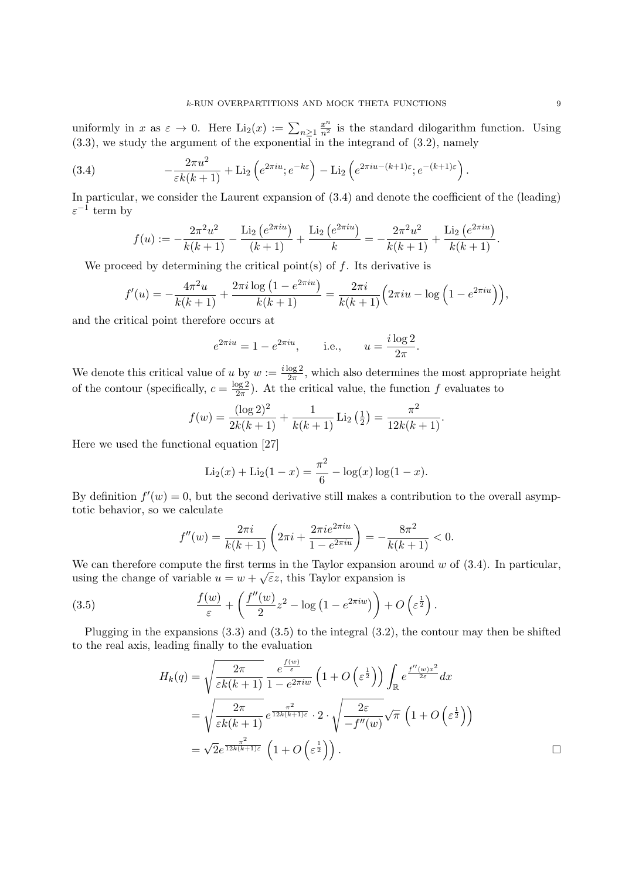uniformly in $x$ as $\varepsilon \to 0$. Here $\mathrm{Li}_2(x) := \sum_{n\geq 1} \frac{x^n}{n^2}$ is the standard dilogarithm function. Using (3.3), we study the argument of the exponential in the integrand of (3.2), namely

$$-\frac{2\pi u^2}{\varepsilon k(k+1)} + \mathrm{Li}_2\left(e^{2\pi i u}; e^{-k\varepsilon}\right) - \mathrm{Li}_2\left(e^{2\pi i u - (k+1)\varepsilon}; e^{-(k+1)\varepsilon}\right). \tag{3.4}$$

In particular, we consider the Laurent expansion of (3.4) and denote the coefficient of the (leading) $\varepsilon^{-1}$ term by

$$f(u) := -\frac{2\pi^2 u^2}{k(k+1)} - \frac{\mathrm{Li}_2\left(e^{2\pi i u}\right)}{(k+1)} + \frac{\mathrm{Li}_2\left(e^{2\pi i u}\right)}{k} = -\frac{2\pi^2 u^2}{k(k+1)} + \frac{\mathrm{Li}_2\left(e^{2\pi i u}\right)}{k(k+1)}.$$

We proceed by determining the critical point(s) of $f$. Its derivative is

$$f'(u) = -\frac{4\pi^2 u}{k(k+1)} + \frac{2\pi i \log\left(1 - e^{2\pi i u}\right)}{k(k+1)} = \frac{2\pi i}{k(k+1)}\Big(2\pi i u - \log\left(1 - e^{2\pi i u}\right)\Big),$$

and the critical point therefore occurs at

$$e^{2\pi i u} = 1 - e^{2\pi i u}, \qquad \text{i.e.,} \qquad u = \frac{i \log 2}{2\pi}.$$

We denote this critical value of $u$ by $w := \frac{i\log 2}{2\pi}$, which also determines the most appropriate height of the contour (specifically, $c = \frac{\log 2}{2\pi}$). At the critical value, the function $f$ evaluates to

$$f(w) = \frac{(\log 2)^2}{2k(k+1)} + \frac{1}{k(k+1)} \mathrm{Li}_2\left(\tfrac{1}{2}\right) = \frac{\pi^2}{12k(k+1)}.$$

Here we used the functional equation [27]

$$\mathrm{Li}_2(x) + \mathrm{Li}_2(1-x) = \frac{\pi^2}{6} - \log(x)\log(1-x).$$

By definition $f'(w) = 0$, but the second derivative still makes a contribution to the overall asymptotic behavior, so we calculate

$$f''(w) = \frac{2\pi i}{k(k+1)}\left(2\pi i + \frac{2\pi i e^{2\pi i u}}{1 - e^{2\pi i u}}\right) = -\frac{8\pi^2}{k(k+1)} < 0.$$

We can therefore compute the first terms in the Taylor expansion around $w$ of (3.4). In particular, using the change of variable $u = w + \sqrt{\varepsilon} z$, this Taylor expansion is

$$\frac{f(w)}{\varepsilon} + \left(\frac{f''(w)}{2} z^2 - \log\left(1 - e^{2\pi i w}\right)\right) + O\left(\varepsilon^{\frac{1}{2}}\right). \tag{3.5}$$

Plugging in the expansions (3.3) and (3.5) to the integral (3.2), the contour may then be shifted to the real axis, leading finally to the evaluation

$$\begin{aligned}
H_k(q) &= \sqrt{\frac{2\pi}{\varepsilon k(k+1)}} \frac{e^{\frac{f(w)}{\varepsilon}}}{1 - e^{2\pi i w}} \left(1 + O\left(\varepsilon^{\frac{1}{2}}\right)\right) \int_{\mathbb{R}} e^{\frac{f''(w) x^2}{2\varepsilon}} dx \\
&= \sqrt{\frac{2\pi}{\varepsilon k(k+1)}}\, e^{\frac{\pi^2}{12k(k+1)\varepsilon}} \cdot 2 \cdot \sqrt{\frac{2\varepsilon}{-f''(w)}} \sqrt{\pi} \left(1 + O\left(\varepsilon^{\frac{1}{2}}\right)\right) \\
&= \sqrt{2} e^{\frac{\pi^2}{12k(k+1)\varepsilon}} \left(1 + O\left(\varepsilon^{\frac{1}{2}}\right)\right).
\end{aligned}$$

□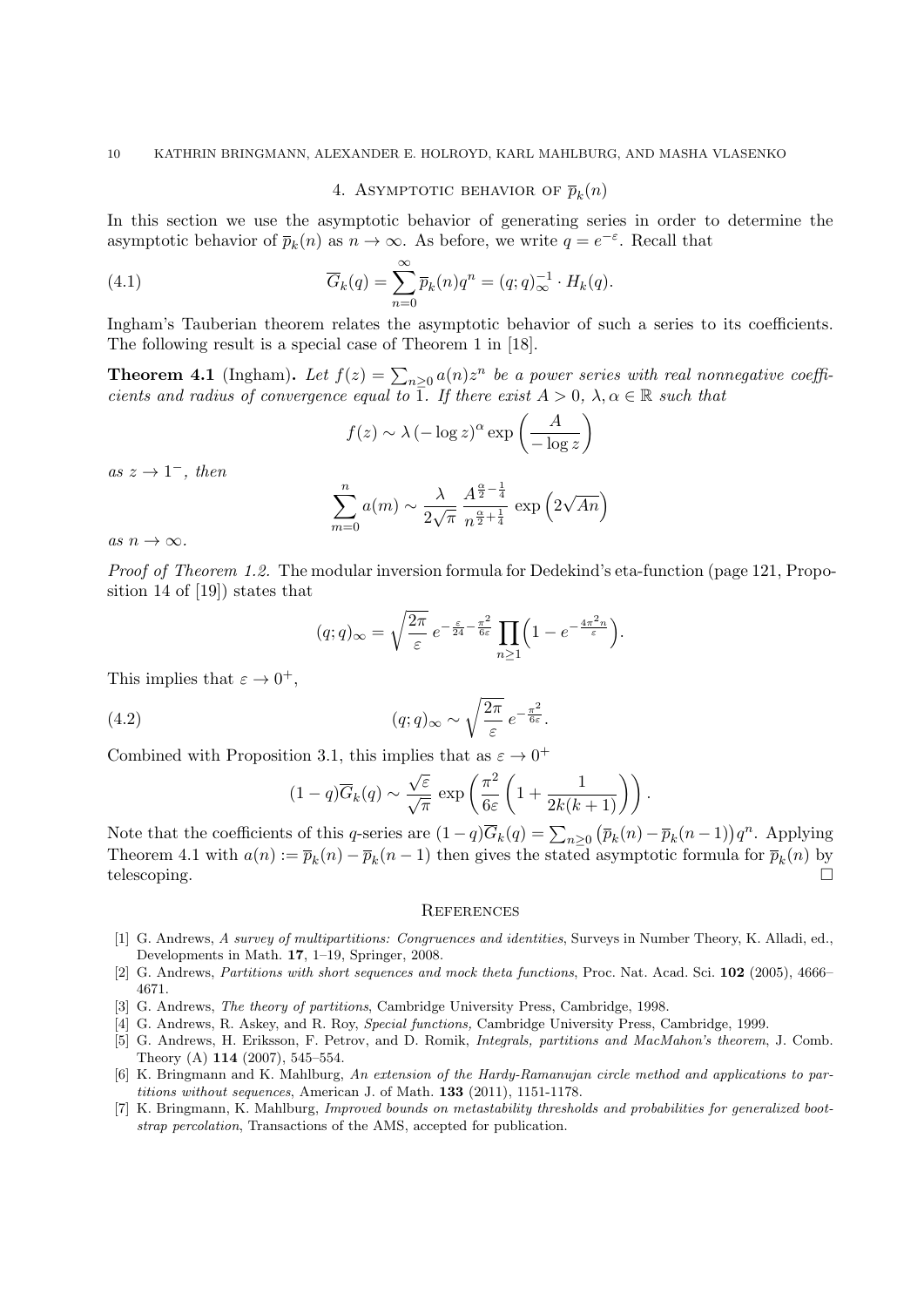## 4. Asymptotic behavior of $\overline{p}_k(n)$

In this section we use the asymptotic behavior of generating series in order to determine the asymptotic behavior of $\overline{p}_k(n)$ as $n \to \infty$. As before, we write $q = e^{-\varepsilon}$. Recall that

$$\overline{G}_k(q) = \sum_{n=0}^{\infty} \overline{p}_k(n) q^n = (q;q)_\infty^{-1} \cdot H_k(q). \tag{4.1}$$

Ingham's Tauberian theorem relates the asymptotic behavior of such a series to its coefficients. The following result is a special case of Theorem 1 in [18].

**Theorem 4.1** (Ingham)**.** *Let $f(z) = \sum_{n \geq 0} a(n) z^n$ be a power series with real nonnegative coefficients and radius of convergence equal to 1. If there exist $A > 0$, $\lambda, \alpha \in \mathbb{R}$ such that*

$$f(z) \sim \lambda \left(-\log z\right)^{\alpha} \exp\left(\frac{A}{-\log z}\right)$$

*as $z \to 1^-$, then*

$$\sum_{m=0}^{n} a(m) \sim \frac{\lambda}{2\sqrt{\pi}} \, \frac{A^{\frac{\alpha}{2} - \frac{1}{4}}}{n^{\frac{\alpha}{2} + \frac{1}{4}}} \, \exp\left(2\sqrt{An}\right)$$

*as $n \to \infty$.*

*Proof of Theorem 1.2.* The modular inversion formula for Dedekind's eta-function (page 121, Proposition 14 of [19]) states that

$$(q;q)_\infty = \sqrt{\frac{2\pi}{\varepsilon}} \, e^{-\frac{\varepsilon}{24} - \frac{\pi^2}{6\varepsilon}} \prod_{n \geq 1} \left(1 - e^{-\frac{4\pi^2 n}{\varepsilon}}\right).$$

This implies that $\varepsilon \to 0^+$,

$$(q;q)_\infty \sim \sqrt{\frac{2\pi}{\varepsilon}} \, e^{-\frac{\pi^2}{6\varepsilon}}. \tag{4.2}$$

Combined with Proposition 3.1, this implies that as $\varepsilon \to 0^+$

$$(1-q)\overline{G}_k(q) \sim \frac{\sqrt{\varepsilon}}{\sqrt{\pi}} \, \exp\left(\frac{\pi^2}{6\varepsilon}\left(1 + \frac{1}{2k(k+1)}\right)\right).$$

Note that the coefficients of this $q$-series are $(1-q)\overline{G}_k(q) = \sum_{n \geq 0} \left(\overline{p}_k(n) - \overline{p}_k(n-1)\right) q^n$. Applying Theorem 4.1 with $a(n) := \overline{p}_k(n) - \overline{p}_k(n-1)$ then gives the stated asymptotic formula for $\overline{p}_k(n)$ by telescoping. $\square$

## References

[1] G. Andrews, *A survey of multipartitions: Congruences and identities*, Surveys in Number Theory, K. Alladi, ed., Developments in Math. **17**, 1–19, Springer, 2008.

[2] G. Andrews, *Partitions with short sequences and mock theta functions*, Proc. Nat. Acad. Sci. **102** (2005), 4666–4671.

[3] G. Andrews, *The theory of partitions*, Cambridge University Press, Cambridge, 1998.

[4] G. Andrews, R. Askey, and R. Roy, *Special functions,* Cambridge University Press, Cambridge, 1999.

[5] G. Andrews, H. Eriksson, F. Petrov, and D. Romik, *Integrals, partitions and MacMahon's theorem*, J. Comb. Theory (A) **114** (2007), 545–554.

[6] K. Bringmann and K. Mahlburg, *An extension of the Hardy-Ramanujan circle method and applications to partitions without sequences*, American J. of Math. **133** (2011), 1151-1178.

[7] K. Bringmann, K. Mahlburg, *Improved bounds on metastability thresholds and probabilities for generalized bootstrap percolation*, Transactions of the AMS, accepted for publication.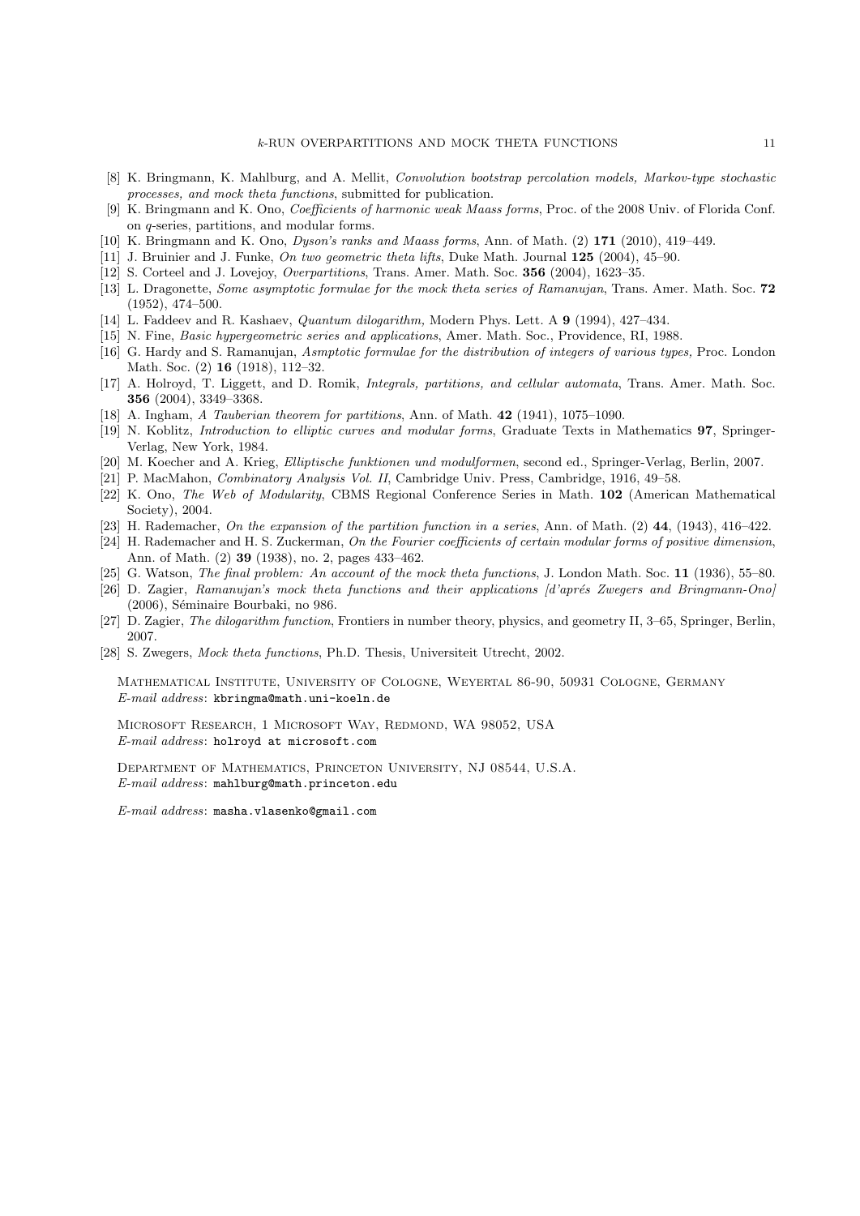[8] K. Bringmann, K. Mahlburg, and A. Mellit, *Convolution bootstrap percolation models, Markov-type stochastic processes, and mock theta functions*, submitted for publication.

[9] K. Bringmann and K. Ono, *Coefficients of harmonic weak Maass forms*, Proc. of the 2008 Univ. of Florida Conf. on $q$-series, partitions, and modular forms.

[10] K. Bringmann and K. Ono, *Dyson's ranks and Maass forms*, Ann. of Math. (2) **171** (2010), 419–449.

[11] J. Bruinier and J. Funke, *On two geometric theta lifts*, Duke Math. Journal **125** (2004), 45–90.

[12] S. Corteel and J. Lovejoy, *Overpartitions*, Trans. Amer. Math. Soc. **356** (2004), 1623–35.

[13] L. Dragonette, *Some asymptotic formulae for the mock theta series of Ramanujan*, Trans. Amer. Math. Soc. **72** (1952), 474–500.

[14] L. Faddeev and R. Kashaev, *Quantum dilogarithm,* Modern Phys. Lett. A **9** (1994), 427–434.

[15] N. Fine, *Basic hypergeometric series and applications*, Amer. Math. Soc., Providence, RI, 1988.

[16] G. Hardy and S. Ramanujan, *Asmptotic formulae for the distribution of integers of various types,* Proc. London Math. Soc. (2) **16** (1918), 112–32.

[17] A. Holroyd, T. Liggett, and D. Romik, *Integrals, partitions, and cellular automata*, Trans. Amer. Math. Soc. **356** (2004), 3349–3368.

[18] A. Ingham, *A Tauberian theorem for partitions*, Ann. of Math. **42** (1941), 1075–1090.

[19] N. Koblitz, *Introduction to elliptic curves and modular forms*, Graduate Texts in Mathematics **97**, Springer-Verlag, New York, 1984.

[20] M. Koecher and A. Krieg, *Elliptische funktionen und modulformen*, second ed., Springer-Verlag, Berlin, 2007.

[21] P. MacMahon, *Combinatory Analysis Vol. II*, Cambridge Univ. Press, Cambridge, 1916, 49–58.

[22] K. Ono, *The Web of Modularity*, CBMS Regional Conference Series in Math. **102** (American Mathematical Society), 2004.

[23] H. Rademacher, *On the expansion of the partition function in a series*, Ann. of Math. (2) **44**, (1943), 416–422.

[24] H. Rademacher and H. S. Zuckerman, *On the Fourier coefficients of certain modular forms of positive dimension*, Ann. of Math. (2) **39** (1938), no. 2, pages 433–462.

[25] G. Watson, *The final problem: An account of the mock theta functions*, J. London Math. Soc. **11** (1936), 55–80.

[26] D. Zagier, *Ramanujan's mock theta functions and their applications [d'aprés Zwegers and Bringmann-Ono]* (2006), Séminaire Bourbaki, no 986.

[27] D. Zagier, *The dilogarithm function*, Frontiers in number theory, physics, and geometry II, 3–65, Springer, Berlin, 2007.

[28] S. Zwegers, *Mock theta functions*, Ph.D. Thesis, Universiteit Utrecht, 2002.

Mathematical Institute, University of Cologne, Weyertal 86-90, 50931 Cologne, Germany
*E-mail address*: kbringma@math.uni-koeln.de

Microsoft Research, 1 Microsoft Way, Redmond, WA 98052, USA
*E-mail address*: holroyd at microsoft.com

Department of Mathematics, Princeton University, NJ 08544, U.S.A.
*E-mail address*: mahlburg@math.princeton.edu

*E-mail address*: masha.vlasenko@gmail.com